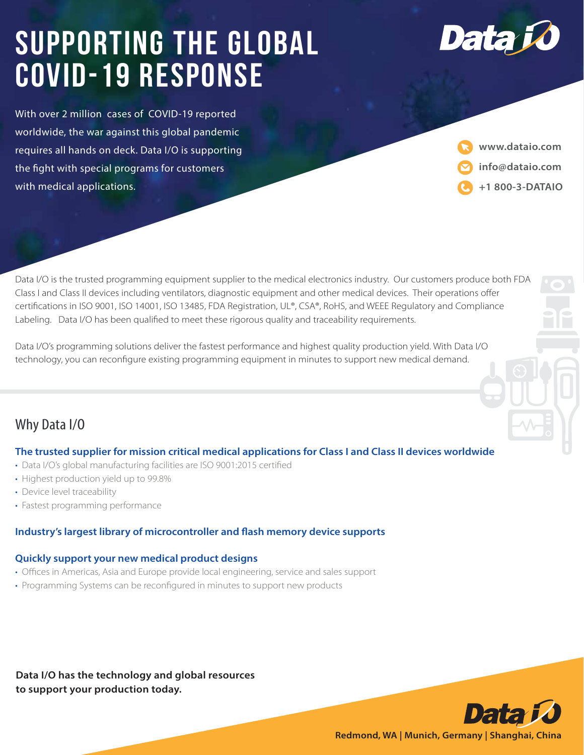# SUPPORTING THE GLOBAL COVID-19 RESPONSE

With over 2 million cases of COVID-19 reported worldwide, the war against this global pandemic requires all hands on deck. Data I/O is supporting the fight with special programs for customers with medical applications.

www.dataio.com

info@dataio.com

+1 800-3-DATAIO

Data I/O is the trusted programming equipment supplier to the medical electronics industry. Our customers produce both FDA Class I and Class II devices including ventilators, diagnostic equipment and other medical devices. Their operations offer certifications in ISO 9001, ISO 14001, ISO 13485, FDA Registration, UL®, CSA®, RoHS, and WEEE Regulatory and Compliance Labeling. Data I/O has been qualified to meet these rigorous quality and traceability requirements.

Data I/O's programming solutions deliver the fastest performance and highest quality production yield. With Data I/O technology, you can reconfigure existing programming equipment in minutes to support new medical demand.

## Why Data I/O

### The trusted supplier for mission critical medical applications for Class I and Class II devices worldwide

- Data I/O's global manufacturing facilities are ISO 9001:2015 certified
- Highest production yield up to 99.8%
- Device level traceability
- Fastest programming performance

### Industry's largest library of microcontroller and flash memory device supports

### Quickly support your new medical product designs

- Offices in Americas, Asia and Europe provide local engineering, service and sales support
- Programming Systems can be reconfigured in minutes to support new products

**Data I/O has the technology and global resources to support your production today.**

Redmond, WA | Munich, Germany | Shanghai, China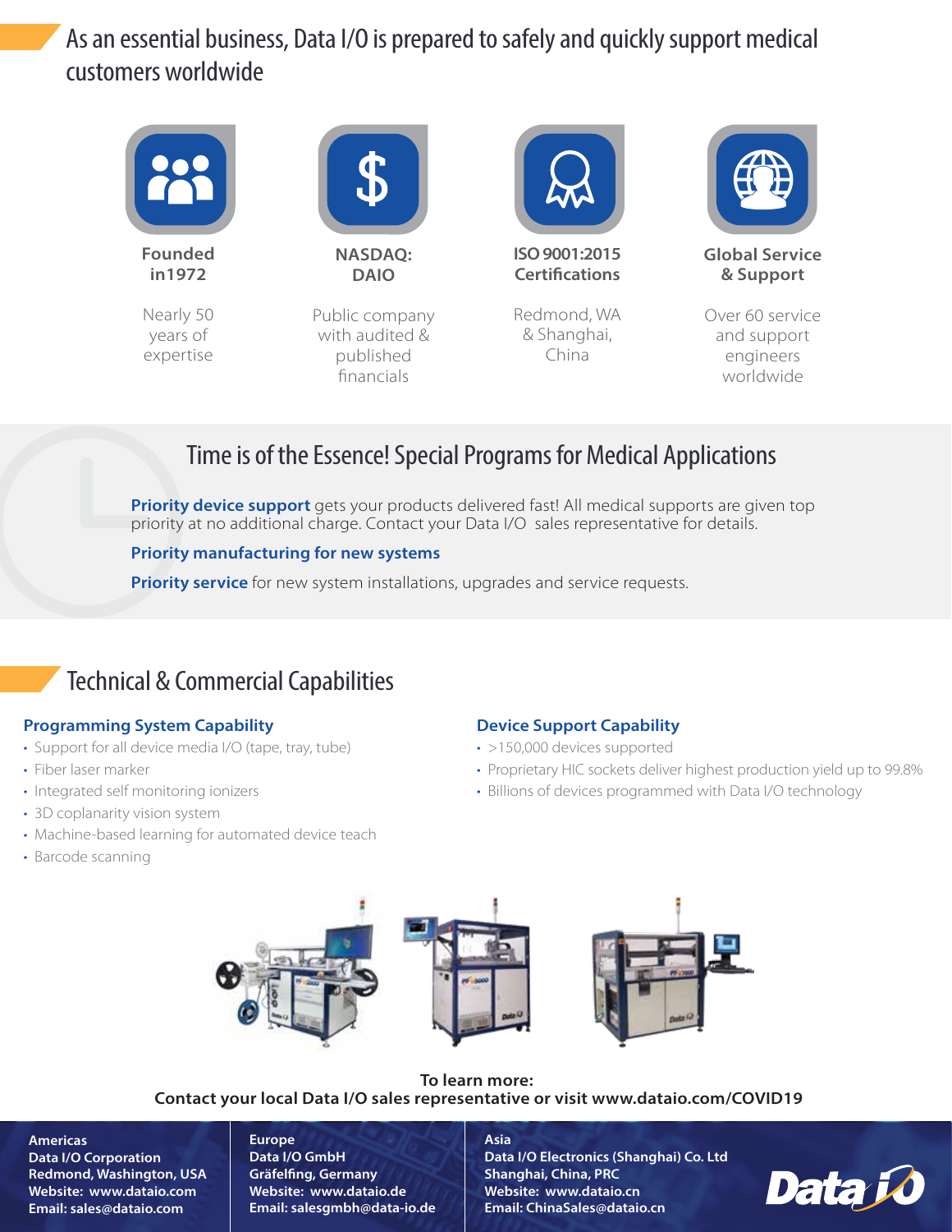# As an essential business, Data I/O is prepared to safely and quickly support medical customers worldwide

**Founded in1972**

Nearly 50 years of expertise

**NASDAQ: DAIO**

Public company with audited & published financials

**ISO 9001:2015 Certifications**

Redmond, WA & Shanghai, China

**Global Service & Support**

Over 60 service and support engineers worldwide

## Time is of the Essence! Special Programs for Medical Applications

**Priority device support** gets your products delivered fast! All medical supports are given top priority at no additional charge. Contact your Data I/O sales representative for details.

**Priority manufacturing for new systems**

**Priority service** for new system installations, upgrades and service requests.

# Technical & Commercial Capabilities

### Programming System Capability

- Support for all device media I/O (tape, tray, tube)
- Fiber laser marker
- Integrated self monitoring ionizers
- 3D coplanarity vision system
- Machine-based learning for automated device teach
- Barcode scanning

### Device Support Capability

- >150,000 devices supported
- Proprietary HIC sockets deliver highest production yield up to 99.8%
- Billions of devices programmed with Data I/O technology

**To learn more:**
**Contact your local Data I/O sales representative or visit www.dataio.com/COVID19**

**Americas**
**Data I/O Corporation**
**Redmond, Washington, USA**
**Website: www.dataio.com**
**Email: sales@dataio.com**

**Europe**
**Data I/O GmbH**
**Gräfelfing, Germany**
**Website: www.dataio.de**
**Email: salesgmbh@data-io.de**

**Asia**
**Data I/O Electronics (Shanghai) Co. Ltd**
**Shanghai, China, PRC**
**Website: www.dataio.cn**
**Email: ChinaSales@dataio.cn**

Data I/O